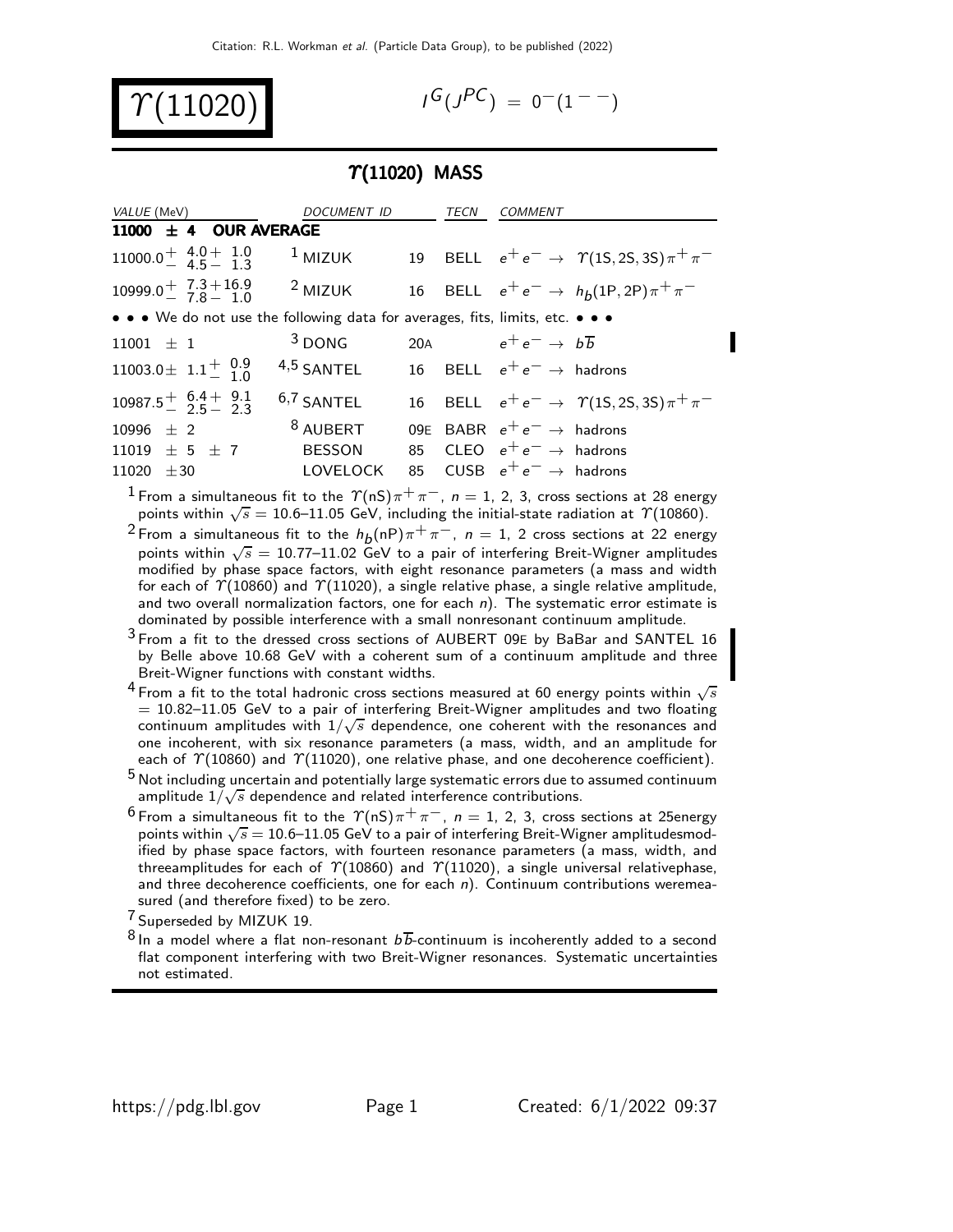# $\Upsilon(11020)$

$I^G(J^{PC}) = 0^-(1^{--})$

## $\Upsilon(11020)$ MASS

| VALUE (MeV) | DOCUMENT ID | | TECN | COMMENT |
|---|---|---|---|---|
| **11000 ± 4 OUR AVERAGE** | | | | |
| $11000.0^{+\ 4.0+\ 1.0}_{-\ 4.5-\ 1.3}$ | [1] MIZUK | 19 | BELL | $e^+e^- \rightarrow \Upsilon(1S,2S,3S)\pi^+\pi^-$ |
| $10999.0^{+\ 7.3+16.9}_{-\ 7.8-\ 1.0}$ | [2] MIZUK | 16 | BELL | $e^+e^- \rightarrow h_b(1P,2P)\pi^+\pi^-$ |
| • • • We do not use the following data for averages, fits, limits, etc. • • • | | | | |
| $11001 \pm 1$ | [3] DONG | 20A | | $e^+e^- \rightarrow b\overline{b}$ |
| $11003.0 \pm 1.1^{+\ 0.9}_{-\ 1.0}$ | [4,5] SANTEL | 16 | BELL | $e^+e^- \rightarrow$ hadrons |
| $10987.5^{+\ 6.4+\ 9.1}_{-\ 2.5-\ 2.3}$ | [6,7] SANTEL | 16 | BELL | $e^+e^- \rightarrow \Upsilon(1S,2S,3S)\pi^+\pi^-$ |
| $10996 \pm 2$ | [8] AUBERT | 09E | BABR | $e^+e^- \rightarrow$ hadrons |
| $11019 \pm 5 \pm 7$ | BESSON | 85 | CLEO | $e^+e^- \rightarrow$ hadrons |
| $11020 \pm 30$ | LOVELOCK | 85 | CUSB | $e^+e^- \rightarrow$ hadrons |

[1] From a simultaneous fit to the $\Upsilon(nS)\pi^+\pi^-$, $n$ = 1, 2, 3, cross sections at 28 energy points within $\sqrt{s}$ = 10.6–11.05 GeV, including the initial-state radiation at $\Upsilon(10860)$.

[2] From a simultaneous fit to the $h_b(nP)\pi^+\pi^-$, $n$ = 1, 2 cross sections at 22 energy points within $\sqrt{s}$ = 10.77–11.02 GeV to a pair of interfering Breit-Wigner amplitudes modified by phase space factors, with eight resonance parameters (a mass and width for each of $\Upsilon(10860)$ and $\Upsilon(11020)$, a single relative phase, a single relative amplitude, and two overall normalization factors, one for each $n$). The systematic error estimate is dominated by possible interference with a small nonresonant continuum amplitude.

[3] From a fit to the dressed cross sections of AUBERT 09E by BaBar and SANTEL 16 by Belle above 10.68 GeV with a coherent sum of a continuum amplitude and three Breit-Wigner functions with constant widths.

[4] From a fit to the total hadronic cross sections measured at 60 energy points within $\sqrt{s}$ = 10.82–11.05 GeV to a pair of interfering Breit-Wigner amplitudes and two floating continuum amplitudes with $1/\sqrt{s}$ dependence, one coherent with the resonances and one incoherent, with six resonance parameters (a mass, width, and an amplitude for each of $\Upsilon(10860)$ and $\Upsilon(11020)$, one relative phase, and one decoherence coefficient).

[5] Not including uncertain and potentially large systematic errors due to assumed continuum amplitude $1/\sqrt{s}$ dependence and related interference contributions.

[6] From a simultaneous fit to the $\Upsilon(nS)\pi^+\pi^-$, $n$ = 1, 2, 3, cross sections at 25energy points within $\sqrt{s}$ = 10.6–11.05 GeV to a pair of interfering Breit-Wigner amplitudesmodified by phase space factors, with fourteen resonance parameters (a mass, width, and threeamplitudes for each of $\Upsilon(10860)$ and $\Upsilon(11020)$, a single universal relativephase, and three decoherence coefficients, one for each $n$). Continuum contributions weremeasured (and therefore fixed) to be zero.

[7] Superseded by MIZUK 19.

[8] In a model where a flat non-resonant $b\overline{b}$-continuum is incoherently added to a second flat component interfering with two Breit-Wigner resonances. Systematic uncertainties not estimated.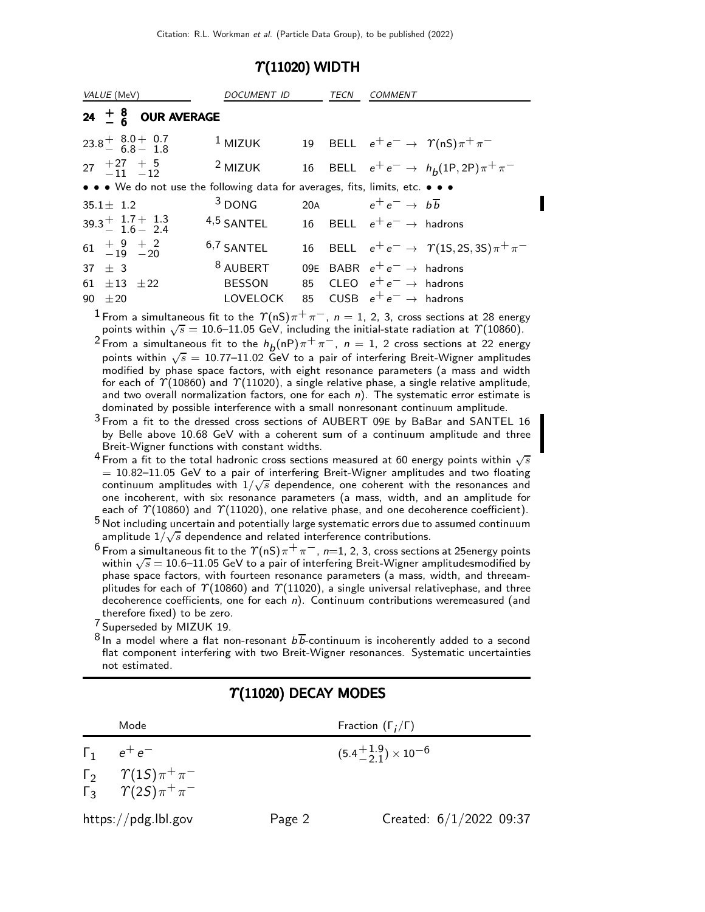## $\Upsilon(11020)$ WIDTH

| VALUE (MeV) | DOCUMENT ID | | TECN | COMMENT |
|---|---|---|---|---|
| $24\ ^{+\ 8}_{-\ 6}$ **OUR AVERAGE** | | | | |
| $23.8^{+\ 8.0+\ 0.7}_{-\ 6.8-\ 1.8}$ | [1] MIZUK | 19 | BELL | $e^+e^- \to \Upsilon(\mathrm{nS})\pi^+\pi^-$ |
| $27\ ^{+27}_{-11}\ ^{+\ 5}_{-12}$ | [2] MIZUK | 16 | BELL | $e^+e^- \to h_b(1\mathrm{P},2\mathrm{P})\pi^+\pi^-$ |
| • • • We do not use the following data for averages, fits, limits, etc. • • • | | | | |
| $35.1\pm\ 1.2$ | [3] DONG | 20A | | $e^+e^- \to b\overline{b}$ |
| $39.3^{+\ 1.7+\ 1.3}_{-\ 1.6-\ 2.4}$ | [4,5] SANTEL | 16 | BELL | $e^+e^- \to$ hadrons |
| $61\ ^{+\ 9}_{-19}\ ^{+\ 2}_{-20}$ | [6,7] SANTEL | 16 | BELL | $e^+e^- \to \Upsilon(1\mathrm{S},2\mathrm{S},3\mathrm{S})\pi^+\pi^-$ |
| $37\ \pm\ 3$ | [8] AUBERT | 09E | BABR | $e^+e^- \to$ hadrons |
| $61\ \pm13\ \pm22$ | BESSON | 85 | CLEO | $e^+e^- \to$ hadrons |
| $90\ \pm20$ | LOVELOCK | 85 | CUSB | $e^+e^- \to$ hadrons |

[1] From a simultaneous fit to the $\Upsilon(\mathrm{nS})\pi^+\pi^-$, $n$ = 1, 2, 3, cross sections at 28 energy points within $\sqrt{s}$ = 10.6–11.05 GeV, including the initial-state radiation at $\Upsilon(10860)$.

[2] From a simultaneous fit to the $h_b(\mathrm{nP})\pi^+\pi^-$, $n$ = 1, 2 cross sections at 22 energy points within $\sqrt{s}$ = 10.77–11.02 GeV to a pair of interfering Breit-Wigner amplitudes modified by phase space factors, with eight resonance parameters (a mass and width for each of $\Upsilon(10860)$ and $\Upsilon(11020)$, a single relative phase, a single relative amplitude, and two overall normalization factors, one for each $n$). The systematic error estimate is dominated by possible interference with a small nonresonant continuum amplitude.

[3] From a fit to the dressed cross sections of AUBERT 09E by BaBar and SANTEL 16 by Belle above 10.68 GeV with a coherent sum of a continuum amplitude and three Breit-Wigner functions with constant widths.

[4] From a fit to the total hadronic cross sections measured at 60 energy points within $\sqrt{s}$ = 10.82–11.05 GeV to a pair of interfering Breit-Wigner amplitudes and two floating continuum amplitudes with $1/\sqrt{s}$ dependence, one coherent with the resonances and one incoherent, with six resonance parameters (a mass, width, and an amplitude for each of $\Upsilon(10860)$ and $\Upsilon(11020)$, one relative phase, and one decoherence coefficient).

[5] Not including uncertain and potentially large systematic errors due to assumed continuum amplitude $1/\sqrt{s}$ dependence and related interference contributions.

[6] From a simultaneous fit to the $\Upsilon(\mathrm{nS})\pi^+\pi^-$, $n$=1, 2, 3, cross sections at 25energy points within $\sqrt{s}$ = 10.6–11.05 GeV to a pair of interfering Breit-Wigner amplitudesmodified by phase space factors, with fourteen resonance parameters (a mass, width, and threeamplitudes for each of $\Upsilon(10860)$ and $\Upsilon(11020)$, a single universal relativephase, and three decoherence coefficients, one for each $n$). Continuum contributions weremeasured (and therefore fixed) to be zero.

[7] Superseded by MIZUK 19.

[8] In a model where a flat non-resonant $b\overline{b}$-continuum is incoherently added to a second flat component interfering with two Breit-Wigner resonances. Systematic uncertainties not estimated.

## $\Upsilon(11020)$ DECAY MODES

| | Mode | Fraction ($\Gamma_i/\Gamma$) |
|---|---|---|
| $\Gamma_1$ | $e^+e^-$ | $(5.4^{+1.9}_{-2.1})\times 10^{-6}$ |
| $\Gamma_2$ | $\Upsilon(1S)\pi^+\pi^-$ | |
| $\Gamma_3$ | $\Upsilon(2S)\pi^+\pi^-$ | |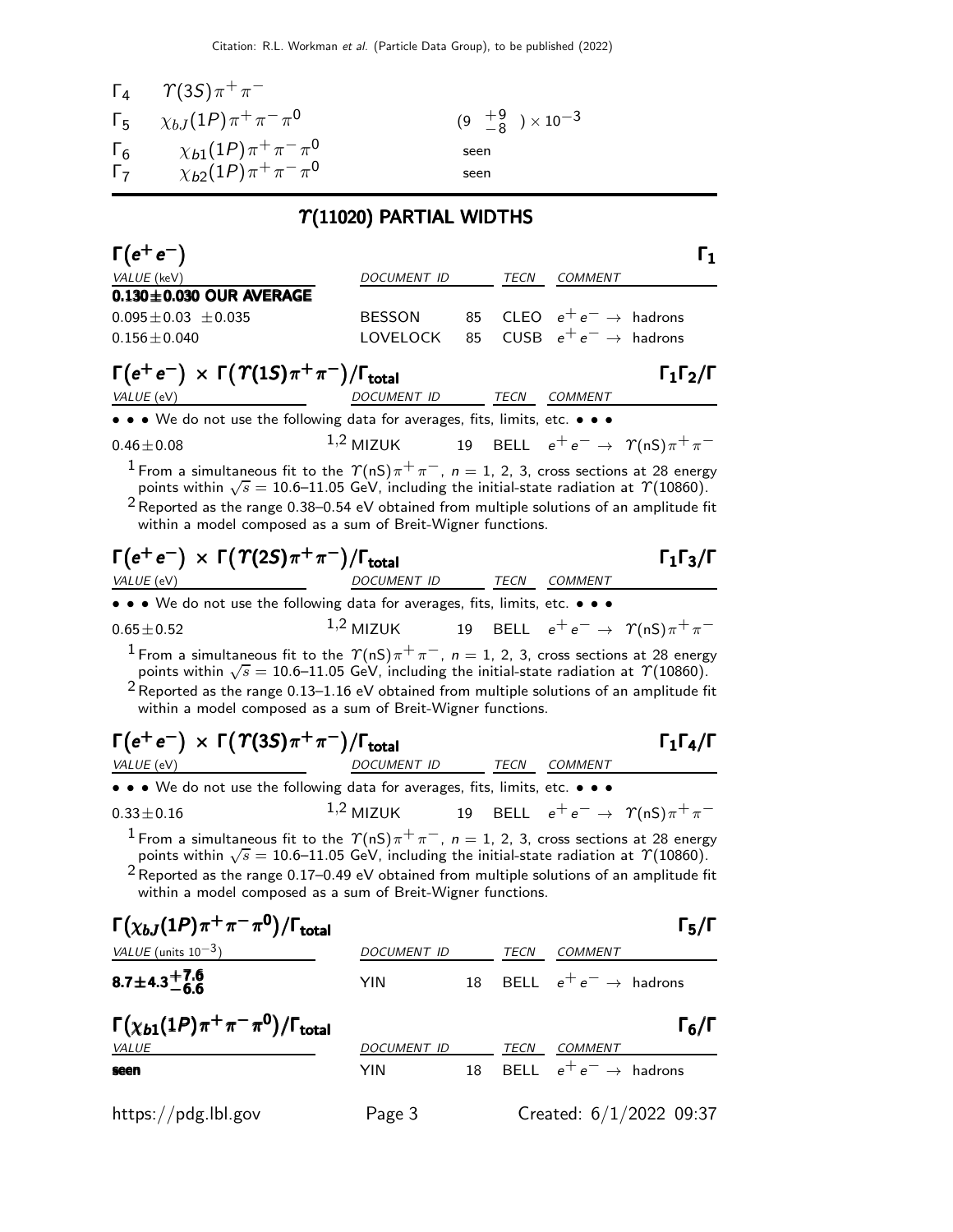| | | |
|---|---|---|
| $\Gamma_4$ | $\Upsilon(3S)\pi^+\pi^-$ | |
| $\Gamma_5$ | $\chi_{bJ}(1P)\pi^+\pi^-\pi^0$ | $(9\ ^{+9}_{-8}\ ) \times 10^{-3}$ |
| $\Gamma_6$ | $\chi_{b1}(1P)\pi^+\pi^-\pi^0$ | seen |
| $\Gamma_7$ | $\chi_{b2}(1P)\pi^+\pi^-\pi^0$ | seen |

## $\Upsilon$(11020) PARTIAL WIDTHS

### $\Gamma(e^+e^-)$ — $\Gamma_1$

| VALUE (keV) | DOCUMENT ID | | TECN | COMMENT |
|---|---|---|---|---|
| **0.130±0.030 OUR AVERAGE** | | | | |
| $0.095\pm0.03\ \pm0.035$ | BESSON | 85 | CLEO | $e^+e^- \to$ hadrons |
| $0.156\pm0.040$ | LOVELOCK | 85 | CUSB | $e^+e^- \to$ hadrons |

### $\Gamma(e^+e^-) \times \Gamma(\Upsilon(1S)\pi^+\pi^-)/\Gamma_{\text{total}}$ — $\Gamma_1\Gamma_2/\Gamma$

| VALUE (eV) | DOCUMENT ID | | TECN | COMMENT |
|---|---|---|---|---|
| • • • We do not use the following data for averages, fits, limits, etc. • • • | | | | |
| $0.46\pm0.08$ | [1,2] MIZUK | 19 | BELL | $e^+e^- \to \Upsilon(nS)\pi^+\pi^-$ |

[1] From a simultaneous fit to the $\Upsilon(nS)\pi^+\pi^-$, $n$ = 1, 2, 3, cross sections at 28 energy points within $\sqrt{s}$ = 10.6–11.05 GeV, including the initial-state radiation at $\Upsilon$(10860).

[2] Reported as the range 0.38–0.54 eV obtained from multiple solutions of an amplitude fit within a model composed as a sum of Breit-Wigner functions.

### $\Gamma(e^+e^-) \times \Gamma(\Upsilon(2S)\pi^+\pi^-)/\Gamma_{\text{total}}$ — $\Gamma_1\Gamma_3/\Gamma$

| VALUE (eV) | DOCUMENT ID | | TECN | COMMENT |
|---|---|---|---|---|
| • • • We do not use the following data for averages, fits, limits, etc. • • • | | | | |
| $0.65\pm0.52$ | [1,2] MIZUK | 19 | BELL | $e^+e^- \to \Upsilon(nS)\pi^+\pi^-$ |

[1] From a simultaneous fit to the $\Upsilon(nS)\pi^+\pi^-$, $n$ = 1, 2, 3, cross sections at 28 energy points within $\sqrt{s}$ = 10.6–11.05 GeV, including the initial-state radiation at $\Upsilon$(10860).

[2] Reported as the range 0.13–1.16 eV obtained from multiple solutions of an amplitude fit within a model composed as a sum of Breit-Wigner functions.

### $\Gamma(e^+e^-) \times \Gamma(\Upsilon(3S)\pi^+\pi^-)/\Gamma_{\text{total}}$ — $\Gamma_1\Gamma_4/\Gamma$

| VALUE (eV) | DOCUMENT ID | | TECN | COMMENT |
|---|---|---|---|---|
| • • • We do not use the following data for averages, fits, limits, etc. • • • | | | | |
| $0.33\pm0.16$ | [1,2] MIZUK | 19 | BELL | $e^+e^- \to \Upsilon(nS)\pi^+\pi^-$ |

[1] From a simultaneous fit to the $\Upsilon(nS)\pi^+\pi^-$, $n$ = 1, 2, 3, cross sections at 28 energy points within $\sqrt{s}$ = 10.6–11.05 GeV, including the initial-state radiation at $\Upsilon$(10860).

[2] Reported as the range 0.17–0.49 eV obtained from multiple solutions of an amplitude fit within a model composed as a sum of Breit-Wigner functions.

### $\Gamma(\chi_{bJ}(1P)\pi^+\pi^-\pi^0)/\Gamma_{\text{total}}$ — $\Gamma_5/\Gamma$

| VALUE (units $10^{-3}$) | DOCUMENT ID | | TECN | COMMENT |
|---|---|---|---|---|
| $\mathbf{8.7\pm4.3^{+7.6}_{-6.6}}$ | YIN | 18 | BELL | $e^+e^- \to$ hadrons |

### $\Gamma(\chi_{b1}(1P)\pi^+\pi^-\pi^0)/\Gamma_{\text{total}}$ — $\Gamma_6/\Gamma$

| VALUE | DOCUMENT ID | | TECN | COMMENT |
|---|---|---|---|---|
| **seen** | YIN | 18 | BELL | $e^+e^- \to$ hadrons |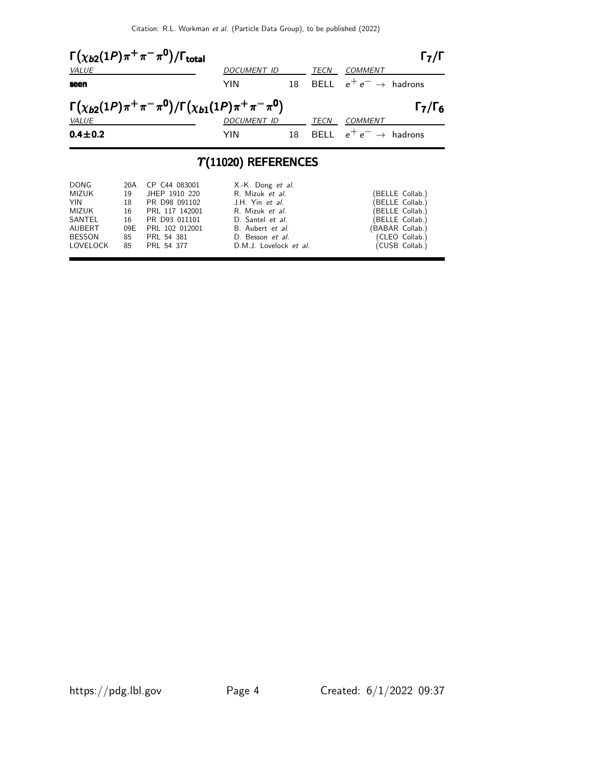### $\Gamma(\chi_{b2}(1P)\pi^+\pi^-\pi^0)/\Gamma_{total}$ $\Gamma_7/\Gamma$

| *VALUE* | *DOCUMENT ID* | | *TECN* | *COMMENT* |
|---|---|---|---|---|
| **seen** | YIN | 18 | BELL | $e^+e^- \rightarrow$ hadrons |

### $\Gamma(\chi_{b2}(1P)\pi^+\pi^-\pi^0)/\Gamma(\chi_{b1}(1P)\pi^+\pi^-\pi^0)$ $\Gamma_7/\Gamma_6$

| *VALUE* | *DOCUMENT ID* | | *TECN* | *COMMENT* |
|---|---|---|---|---|
| **0.4±0.2** | YIN | 18 | BELL | $e^+e^- \rightarrow$ hadrons |

## $\Upsilon(11020)$ REFERENCES

| | | | | |
|---|---|---|---|---|
| DONG | 20A | CP C44 083001 | X.-K. Dong *et al.* | |
| MIZUK | 19 | JHEP 1910 220 | R. Mizuk *et al.* | (BELLE Collab.) |
| YIN | 18 | PR D98 091102 | J.H. Yin *et al.* | (BELLE Collab.) |
| MIZUK | 16 | PRL 117 142001 | R. Mizuk *et al.* | (BELLE Collab.) |
| SANTEL | 16 | PR D93 011101 | D. Santel *et al.* | (BELLE Collab.) |
| AUBERT | 09E | PRL 102 012001 | B. Aubert *et al.* | (BABAR Collab.) |
| BESSON | 85 | PRL 54 381 | D. Besson *et al.* | (CLEO Collab.) |
| LOVELOCK | 85 | PRL 54 377 | D.M.J. Lovelock *et al.* | (CUSB Collab.) |